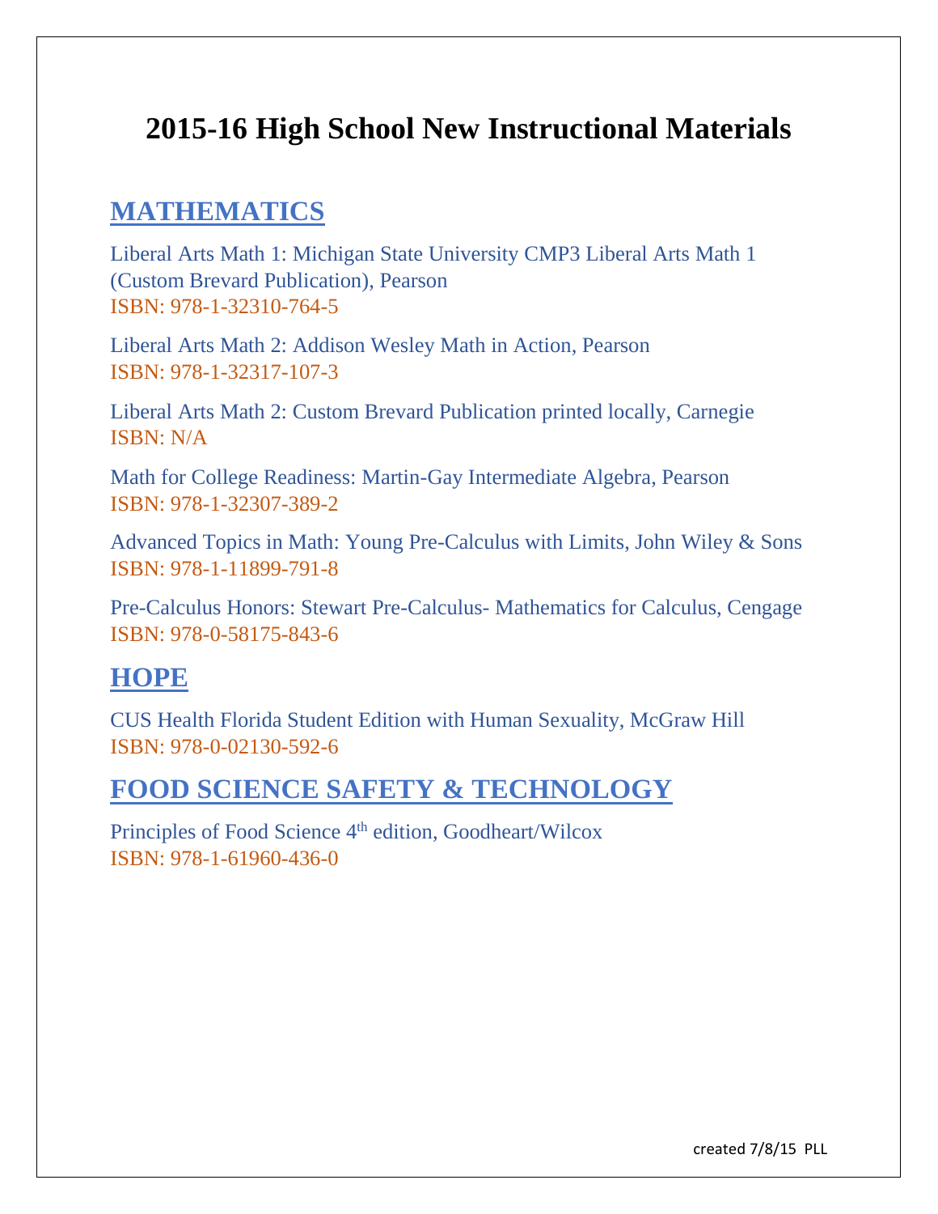# 2015-16 High School New Instructional Materials

## MATHEMATICS

Liberal Arts Math 1: Michigan State University CMP3 Liberal Arts Math 1 (Custom Brevard Publication), Pearson
ISBN: 978-1-32310-764-5

Liberal Arts Math 2: Addison Wesley Math in Action, Pearson
ISBN: 978-1-32317-107-3

Liberal Arts Math 2: Custom Brevard Publication printed locally, Carnegie
ISBN: N/A

Math for College Readiness: Martin-Gay Intermediate Algebra, Pearson
ISBN: 978-1-32307-389-2

Advanced Topics in Math: Young Pre-Calculus with Limits, John Wiley & Sons
ISBN: 978-1-11899-791-8

Pre-Calculus Honors: Stewart Pre-Calculus- Mathematics for Calculus, Cengage
ISBN: 978-0-58175-843-6

## HOPE

CUS Health Florida Student Edition with Human Sexuality, McGraw Hill
ISBN: 978-0-02130-592-6

## FOOD SCIENCE SAFETY & TECHNOLOGY

Principles of Food Science 4th edition, Goodheart/Wilcox
ISBN: 978-1-61960-436-0

created 7/8/15 PLL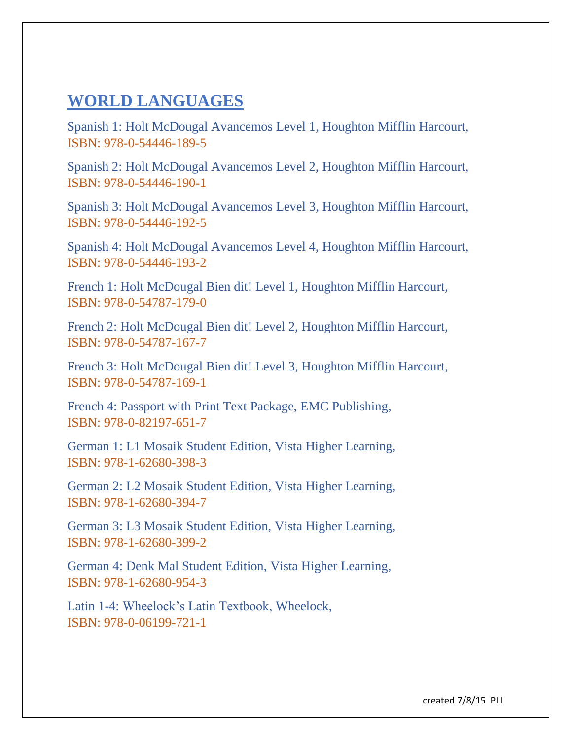## WORLD LANGUAGES

Spanish 1: Holt McDougal Avancemos Level 1, Houghton Mifflin Harcourt,
ISBN: 978-0-54446-189-5

Spanish 2: Holt McDougal Avancemos Level 2, Houghton Mifflin Harcourt,
ISBN: 978-0-54446-190-1

Spanish 3: Holt McDougal Avancemos Level 3, Houghton Mifflin Harcourt,
ISBN: 978-0-54446-192-5

Spanish 4: Holt McDougal Avancemos Level 4, Houghton Mifflin Harcourt,
ISBN: 978-0-54446-193-2

French 1: Holt McDougal Bien dit! Level 1, Houghton Mifflin Harcourt,
ISBN: 978-0-54787-179-0

French 2: Holt McDougal Bien dit! Level 2, Houghton Mifflin Harcourt,
ISBN: 978-0-54787-167-7

French 3: Holt McDougal Bien dit! Level 3, Houghton Mifflin Harcourt,
ISBN: 978-0-54787-169-1

French 4: Passport with Print Text Package, EMC Publishing,
ISBN: 978-0-82197-651-7

German 1: L1 Mosaik Student Edition, Vista Higher Learning,
ISBN: 978-1-62680-398-3

German 2: L2 Mosaik Student Edition, Vista Higher Learning,
ISBN: 978-1-62680-394-7

German 3: L3 Mosaik Student Edition, Vista Higher Learning,
ISBN: 978-1-62680-399-2

German 4: Denk Mal Student Edition, Vista Higher Learning,
ISBN: 978-1-62680-954-3

Latin 1-4: Wheelock's Latin Textbook, Wheelock,
ISBN: 978-0-06199-721-1

created 7/8/15 PLL